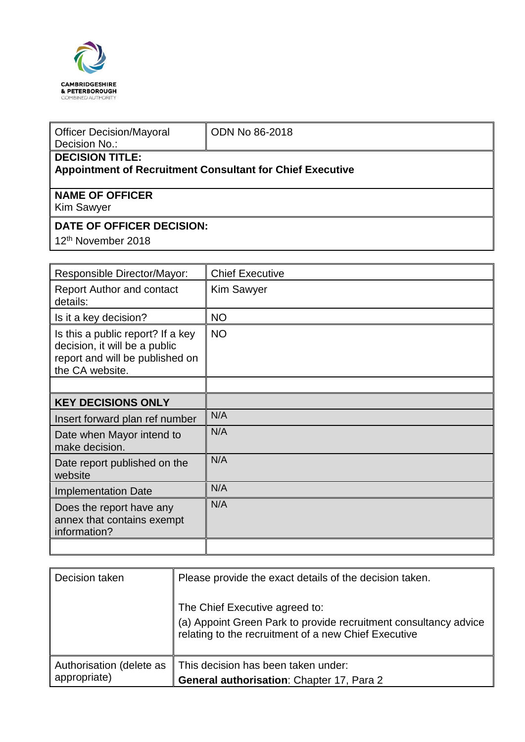CAMBRIDGESHIRE
& PETERBOROUGH
COMBINED AUTHORITY

| Officer Decision/Mayoral Decision No.: | ODN No 86-2018 |
|---|---|
| **DECISION TITLE:**<br>**Appointment of Recruitment Consultant for Chief Executive** | |
| **NAME OF OFFICER**<br>Kim Sawyer | |
| **DATE OF OFFICER DECISION:**<br>12th November 2018 | |

| Responsible Director/Mayor: | Chief Executive |
|---|---|
| Report Author and contact details: | Kim Sawyer |
| Is it a key decision? | NO |
| Is this a public report? If a key decision, it will be a public report and will be published on the CA website. | NO |
| | |
| **KEY DECISIONS ONLY** | |
| Insert forward plan ref number | N/A |
| Date when Mayor intend to make decision. | N/A |
| Date report published on the website | N/A |
| Implementation Date | N/A |
| Does the report have any annex that contains exempt information? | N/A |
| | |

| Decision taken | Please provide the exact details of the decision taken.<br><br>The Chief Executive agreed to:<br>(a) Appoint Green Park to provide recruitment consultancy advice relating to the recruitment of a new Chief Executive |
|---|---|
| Authorisation (delete as appropriate) | This decision has been taken under:<br>**General authorisation**: Chapter 17, Para 2 |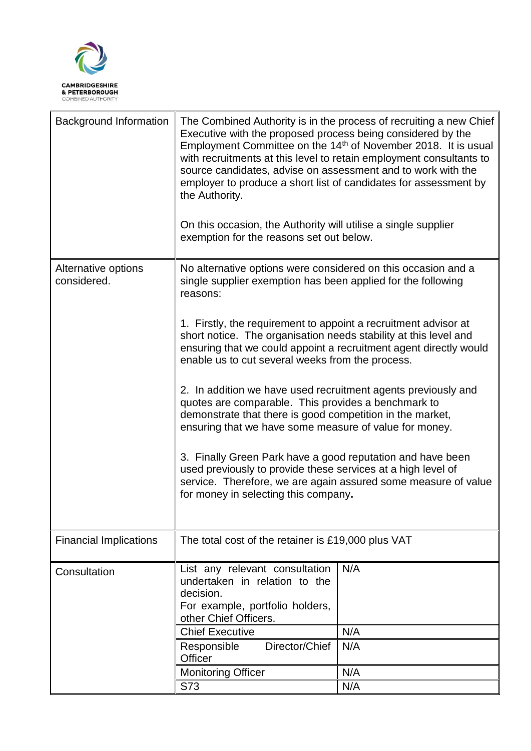CAMBRIDGESHIRE
& PETERBOROUGH
COMBINED AUTHORITY

| | | |
|---|---|---|
| Background Information | The Combined Authority is in the process of recruiting a new Chief Executive with the proposed process being considered by the Employment Committee on the 14th of November 2018. It is usual with recruitments at this level to retain employment consultants to source candidates, advise on assessment and to work with the employer to produce a short list of candidates for assessment by the Authority.<br><br>On this occasion, the Authority will utilise a single supplier exemption for the reasons set out below. | |
| Alternative options considered. | No alternative options were considered on this occasion and a single supplier exemption has been applied for the following reasons:<br><br>1. Firstly, the requirement to appoint a recruitment advisor at short notice. The organisation needs stability at this level and ensuring that we could appoint a recruitment agent directly would enable us to cut several weeks from the process.<br><br>2. In addition we have used recruitment agents previously and quotes are comparable. This provides a benchmark to demonstrate that there is good competition in the market, ensuring that we have some measure of value for money.<br><br>3. Finally Green Park have a good reputation and have been used previously to provide these services at a high level of service. Therefore, we are again assured some measure of value for money in selecting this company**.** | |
| Financial Implications | The total cost of the retainer is £19,000 plus VAT | |
| Consultation | List any relevant consultation undertaken in relation to the decision.<br>For example, portfolio holders, other Chief Officers. | N/A |
| | Chief Executive | N/A |
| | Responsible Director/Chief Officer | N/A |
| | Monitoring Officer | N/A |
| | S73 | N/A |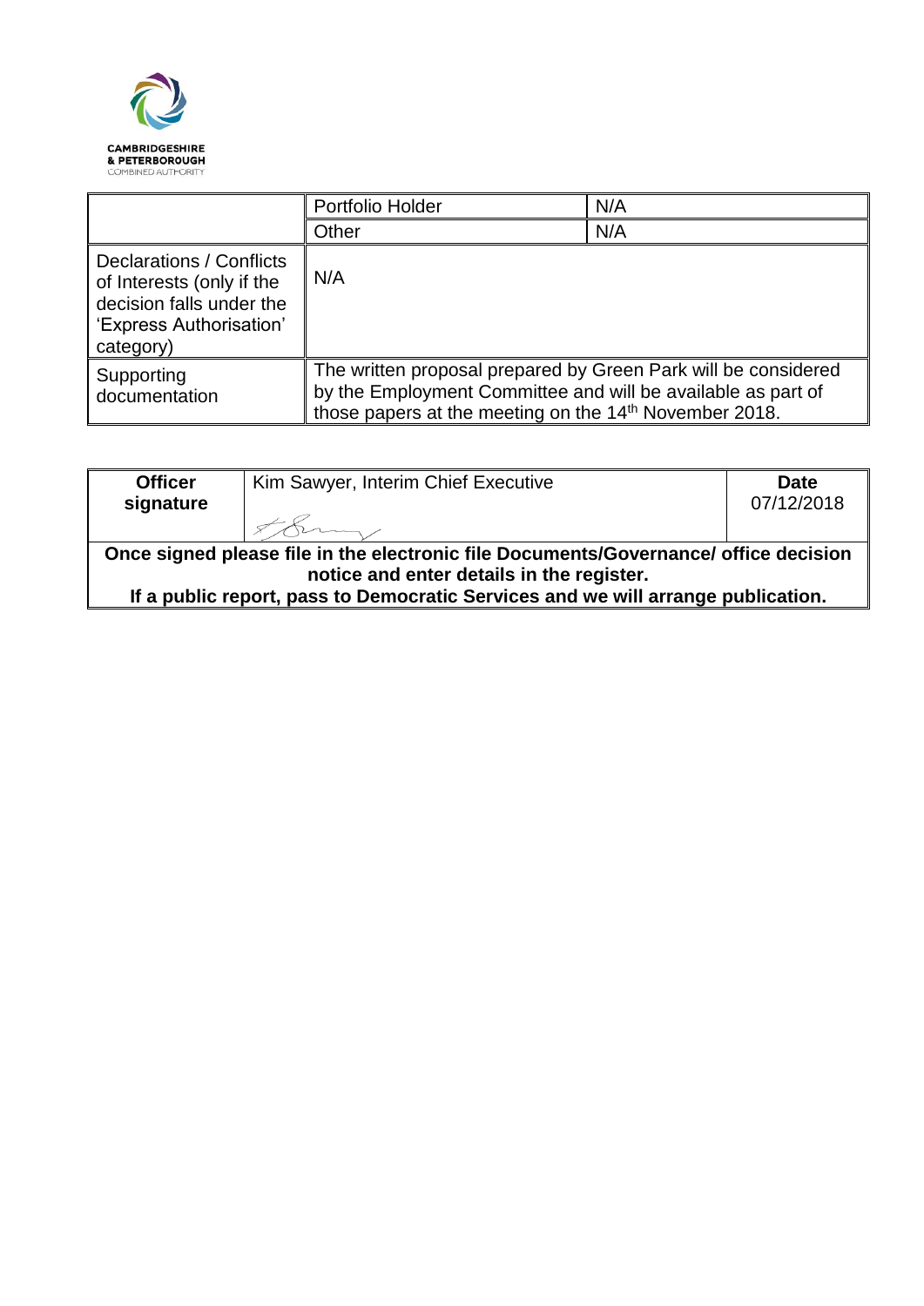CAMBRIDGESHIRE
& PETERBOROUGH
COMBINED AUTHORITY

| | | |
|---|---|---|
| | Portfolio Holder | N/A |
| | Other | N/A |
| Declarations / Conflicts of Interests (only if the decision falls under the 'Express Authorisation' category) | N/A | |
| Supporting documentation | The written proposal prepared by Green Park will be considered by the Employment Committee and will be available as part of those papers at the meeting on the 14th November 2018. | |

| | | |
|---|---|---|
| **Officer signature** | Kim Sawyer, Interim Chief Executive | **Date** 07/12/2018 |
| **Once signed please file in the electronic file Documents/Governance/ office decision notice and enter details in the register. If a public report, pass to Democratic Services and we will arrange publication.** | | |